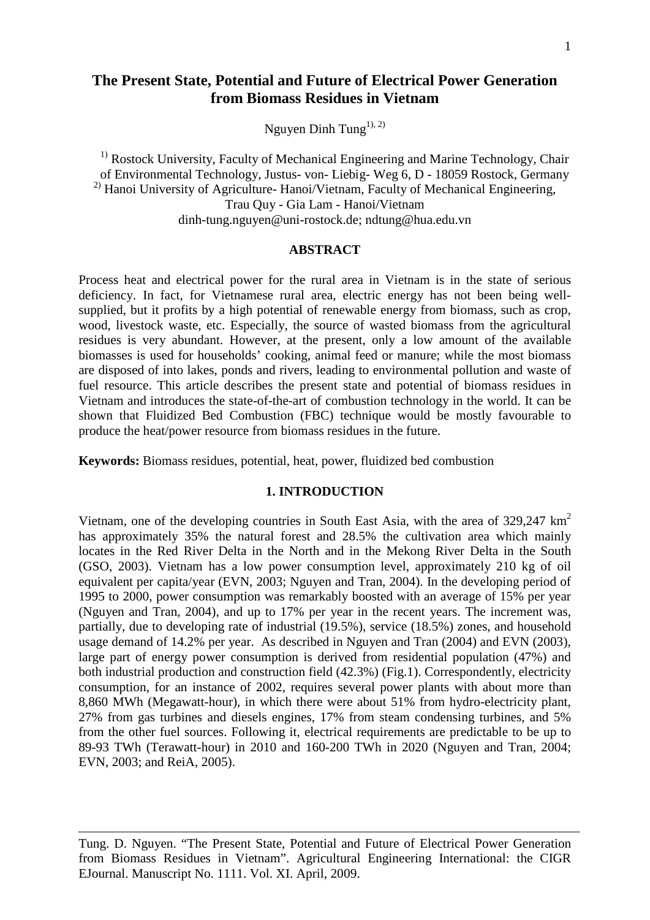# The Present State, Potential and Future of Electrical Power Generation from Biomass Residues in Vietnam

Nguyen Dinh Tung[1), 2)]

[1)] Rostock University, Faculty of Mechanical Engineering and Marine Technology, Chair of Environmental Technology, Justus- von- Liebig- Weg 6, D - 18059 Rostock, Germany
[2)] Hanoi University of Agriculture- Hanoi/Vietnam, Faculty of Mechanical Engineering, Trau Quy - Gia Lam - Hanoi/Vietnam
dinh-tung.nguyen@uni-rostock.de; ndtung@hua.edu.vn

## ABSTRACT

Process heat and electrical power for the rural area in Vietnam is in the state of serious deficiency. In fact, for Vietnamese rural area, electric energy has not been being well-supplied, but it profits by a high potential of renewable energy from biomass, such as crop, wood, livestock waste, etc. Especially, the source of wasted biomass from the agricultural residues is very abundant. However, at the present, only a low amount of the available biomasses is used for households' cooking, animal feed or manure; while the most biomass are disposed of into lakes, ponds and rivers, leading to environmental pollution and waste of fuel resource. This article describes the present state and potential of biomass residues in Vietnam and introduces the state-of-the-art of combustion technology in the world. It can be shown that Fluidized Bed Combustion (FBC) technique would be mostly favourable to produce the heat/power resource from biomass residues in the future.

**Keywords:** Biomass residues, potential, heat, power, fluidized bed combustion

## 1. INTRODUCTION

Vietnam, one of the developing countries in South East Asia, with the area of 329,247 km$^2$ has approximately 35% the natural forest and 28.5% the cultivation area which mainly locates in the Red River Delta in the North and in the Mekong River Delta in the South (GSO, 2003). Vietnam has a low power consumption level, approximately 210 kg of oil equivalent per capita/year (EVN, 2003; Nguyen and Tran, 2004). In the developing period of 1995 to 2000, power consumption was remarkably boosted with an average of 15% per year (Nguyen and Tran, 2004), and up to 17% per year in the recent years. The increment was, partially, due to developing rate of industrial (19.5%), service (18.5%) zones, and household usage demand of 14.2% per year. As described in Nguyen and Tran (2004) and EVN (2003), large part of energy power consumption is derived from residential population (47%) and both industrial production and construction field (42.3%) (Fig.1). Correspondently, electricity consumption, for an instance of 2002, requires several power plants with about more than 8,860 MWh (Megawatt-hour), in which there were about 51% from hydro-electricity plant, 27% from gas turbines and diesels engines, 17% from steam condensing turbines, and 5% from the other fuel sources. Following it, electrical requirements are predictable to be up to 89-93 TWh (Terawatt-hour) in 2010 and 160-200 TWh in 2020 (Nguyen and Tran, 2004; EVN, 2003; and ReiA, 2005).

---

Tung. D. Nguyen. "The Present State, Potential and Future of Electrical Power Generation from Biomass Residues in Vietnam". Agricultural Engineering International: the CIGR EJournal. Manuscript No. 1111. Vol. XI. April, 2009.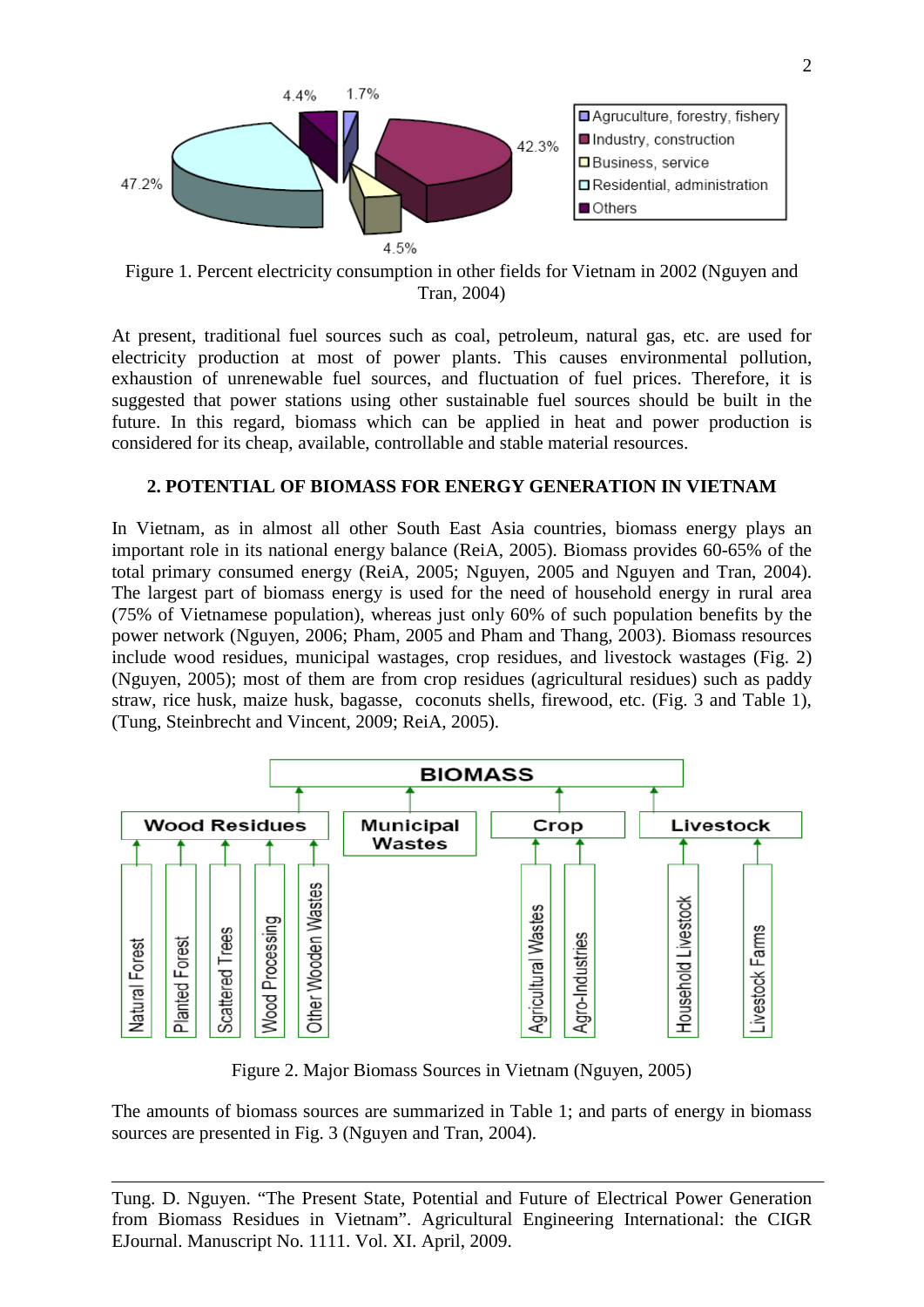Figure 1. Percent electricity consumption in other fields for Vietnam in 2002 (Nguyen and Tran, 2004)

At present, traditional fuel sources such as coal, petroleum, natural gas, etc. are used for electricity production at most of power plants. This causes environmental pollution, exhaustion of unrenewable fuel sources, and fluctuation of fuel prices. Therefore, it is suggested that power stations using other sustainable fuel sources should be built in the future. In this regard, biomass which can be applied in heat and power production is considered for its cheap, available, controllable and stable material resources.

## 2. POTENTIAL OF BIOMASS FOR ENERGY GENERATION IN VIETNAM

In Vietnam, as in almost all other South East Asia countries, biomass energy plays an important role in its national energy balance (ReiA, 2005). Biomass provides 60-65% of the total primary consumed energy (ReiA, 2005; Nguyen, 2005 and Nguyen and Tran, 2004). The largest part of biomass energy is used for the need of household energy in rural area (75% of Vietnamese population), whereas just only 60% of such population benefits by the power network (Nguyen, 2006; Pham, 2005 and Pham and Thang, 2003). Biomass resources include wood residues, municipal wastages, crop residues, and livestock wastages (Fig. 2) (Nguyen, 2005); most of them are from crop residues (agricultural residues) such as paddy straw, rice husk, maize husk, bagasse, coconuts shells, firewood, etc. (Fig. 3 and Table 1), (Tung, Steinbrecht and Vincent, 2009; ReiA, 2005).

Figure 2. Major Biomass Sources in Vietnam (Nguyen, 2005)

The amounts of biomass sources are summarized in Table 1; and parts of energy in biomass sources are presented in Fig. 3 (Nguyen and Tran, 2004).

Tung. D. Nguyen. "The Present State, Potential and Future of Electrical Power Generation from Biomass Residues in Vietnam". Agricultural Engineering International: the CIGR EJournal. Manuscript No. 1111. Vol. XI. April, 2009.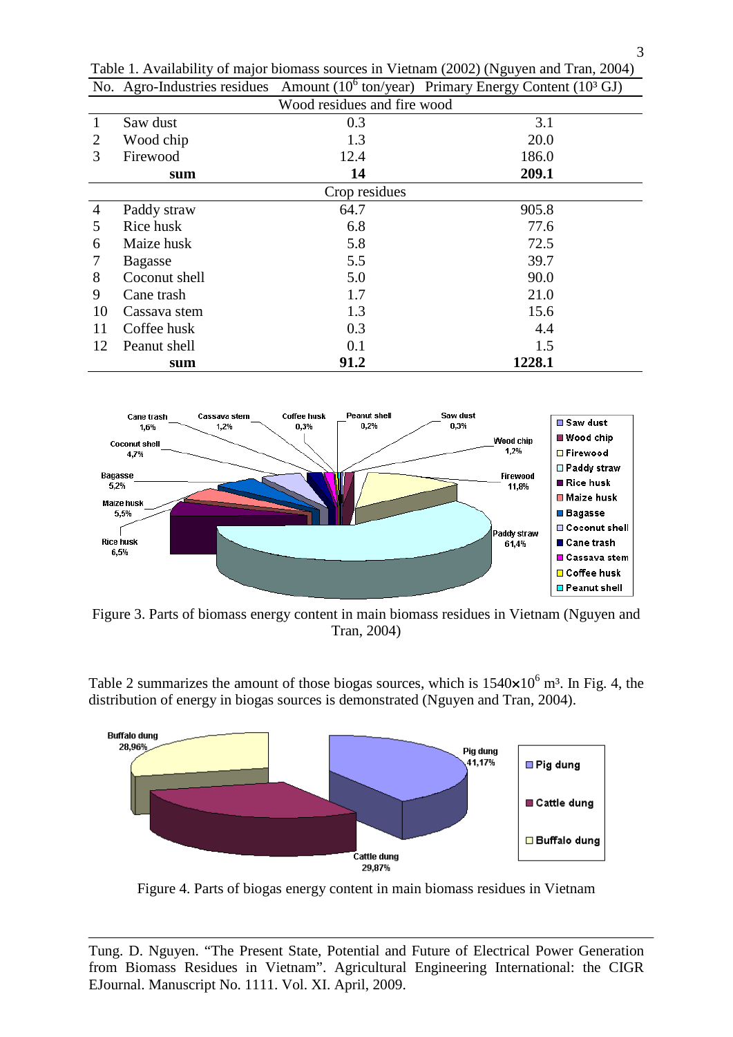Table 1. Availability of major biomass sources in Vietnam (2002) (Nguyen and Tran, 2004)

| No. | Agro-Industries residues | Amount ($10^6$ ton/year) | Primary Energy Content ($10^3$ GJ) |
|---|---|---|---|
| | Wood residues and fire wood | | |
| 1 | Saw dust | 0.3 | 3.1 |
| 2 | Wood chip | 1.3 | 20.0 |
| 3 | Firewood | 12.4 | 186.0 |
| | **sum** | **14** | **209.1** |
| | Crop residues | | |
| 4 | Paddy straw | 64.7 | 905.8 |
| 5 | Rice husk | 6.8 | 77.6 |
| 6 | Maize husk | 5.8 | 72.5 |
| 7 | Bagasse | 5.5 | 39.7 |
| 8 | Coconut shell | 5.0 | 90.0 |
| 9 | Cane trash | 1.7 | 21.0 |
| 10 | Cassava stem | 1.3 | 15.6 |
| 11 | Coffee husk | 0.3 | 4.4 |
| 12 | Peanut shell | 0.1 | 1.5 |
| | **sum** | **91.2** | **1228.1** |

Figure 3. Parts of biomass energy content in main biomass residues in Vietnam (Nguyen and Tran, 2004)

Table 2 summarizes the amount of those biogas sources, which is $1540\times10^6$ m³. In Fig. 4, the distribution of energy in biogas sources is demonstrated (Nguyen and Tran, 2004).

Figure 4. Parts of biogas energy content in main biomass residues in Vietnam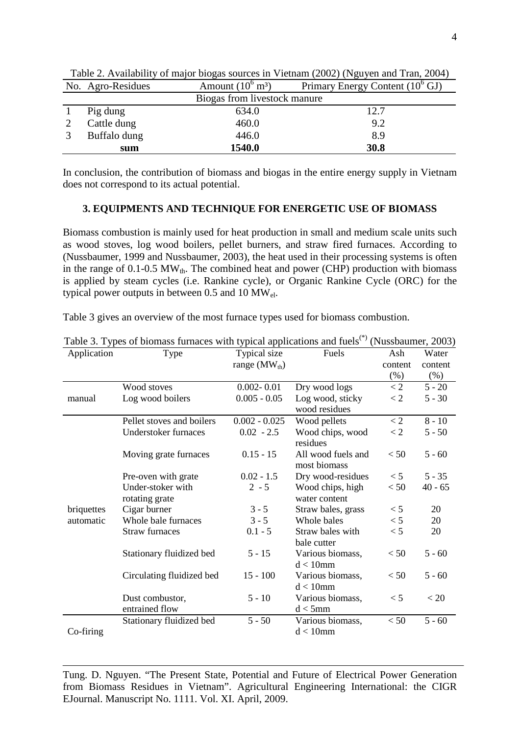Table 2. Availability of major biogas sources in Vietnam (2002) (Nguyen and Tran, 2004)

| No. | Agro-Residues | Amount ($10^6$ m³) | Primary Energy Content ($10^6$ GJ) |
|---|---|---|---|
| | Biogas from livestock manure | | |
| 1 | Pig dung | 634.0 | 12.7 |
| 2 | Cattle dung | 460.0 | 9.2 |
| 3 | Buffalo dung | 446.0 | 8.9 |
| | **sum** | **1540.0** | **30.8** |

In conclusion, the contribution of biomass and biogas in the entire energy supply in Vietnam does not correspond to its actual potential.

## 3. EQUIPMENTS AND TECHNIQUE FOR ENERGETIC USE OF BIOMASS

Biomass combustion is mainly used for heat production in small and medium scale units such as wood stoves, log wood boilers, pellet burners, and straw fired furnaces. According to (Nussbaumer, 1999 and Nussbaumer, 2003), the heat used in their processing systems is often in the range of 0.1-0.5 $MW_{th}$. The combined heat and power (CHP) production with biomass is applied by steam cycles (i.e. Rankine cycle), or Organic Rankine Cycle (ORC) for the typical power outputs in between 0.5 and 10 $MW_{el}$.

Table 3 gives an overview of the most furnace types used for biomass combustion.

Table 3. Types of biomass furnaces with typical applications and fuels[(*)] (Nussbaumer, 2003)

| Application | Type | Typical size range ($MW_{th}$) | Fuels | Ash content (%) | Water content (%) |
|---|---|---|---|---|---|
| manual | Wood stoves | 0.002- 0.01 | Dry wood logs | < 2 | 5 - 20 |
| | Log wood boilers | 0.005 - 0.05 | Log wood, sticky wood residues | < 2 | 5 - 30 |
| briquettes automatic | Pellet stoves and boilers | 0.002 - 0.025 | Wood pellets | < 2 | 8 - 10 |
| | Understoker furnaces | 0.02 - 2.5 | Wood chips, wood residues | < 2 | 5 - 50 |
| | Moving grate furnaces | 0.15 - 15 | All wood fuels and most biomass | < 50 | 5 - 60 |
| | Pre-oven with grate | 0.02 - 1.5 | Dry wood-residues | < 5 | 5 - 35 |
| | Under-stoker with rotating grate | 2 - 5 | Wood chips, high water content | < 50 | 40 - 65 |
| | Cigar burner | 3 - 5 | Straw bales, grass | < 5 | 20 |
| | Whole bale furnaces | 3 - 5 | Whole bales | < 5 | 20 |
| | Straw furnaces | 0.1 - 5 | Straw bales with bale cutter | < 5 | 20 |
| | Stationary fluidized bed | 5 - 15 | Various biomass, d < 10mm | < 50 | 5 - 60 |
| | Circulating fluidized bed | 15 - 100 | Various biomass, d < 10mm | < 50 | 5 - 60 |
| | Dust combustor, entrained flow | 5 - 10 | Various biomass, d < 5mm | < 5 | < 20 |
| Co-firing | Stationary fluidized bed | 5 - 50 | Various biomass, d < 10mm | < 50 | 5 - 60 |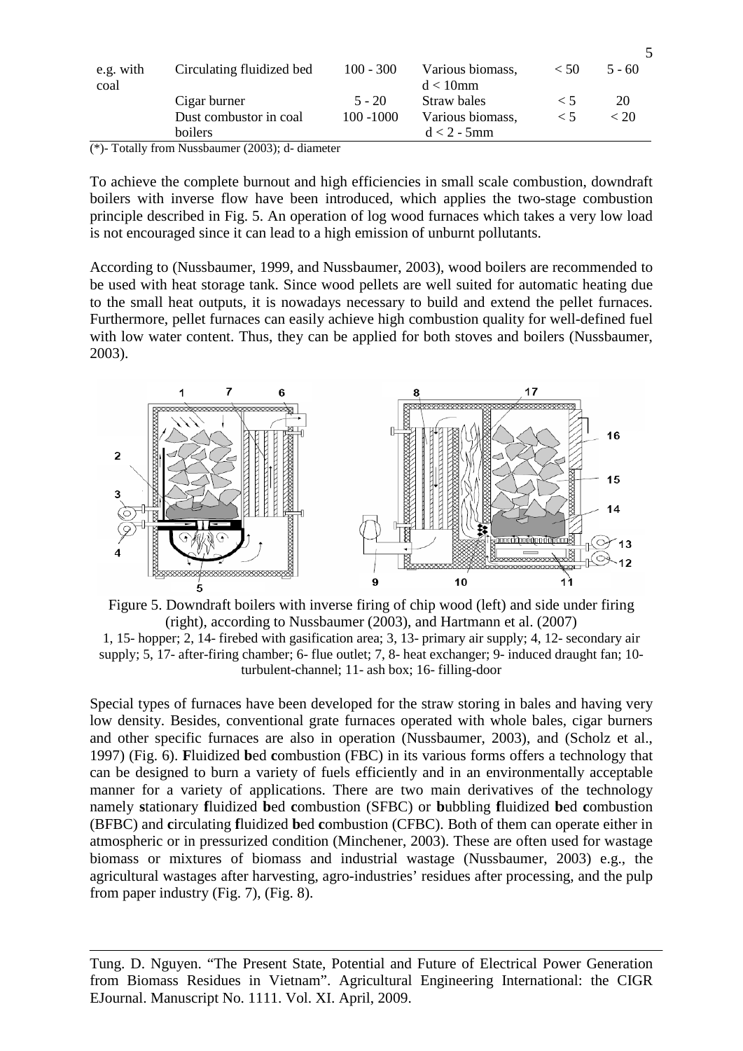| | | | | | |
|---|---|---|---|---|---|
| e.g. with coal | Circulating fluidized bed | 100 - 300 | Various biomass, d < 10mm | < 50 | 5 - 60 |
| | Cigar burner | 5 - 20 | Straw bales | < 5 | 20 |
| | Dust combustor in coal boilers | 100 -1000 | Various biomass, d < 2 - 5mm | < 5 | < 20 |

(*)- Totally from Nussbaumer (2003); d- diameter

To achieve the complete burnout and high efficiencies in small scale combustion, downdraft boilers with inverse flow have been introduced, which applies the two-stage combustion principle described in Fig. 5. An operation of log wood furnaces which takes a very low load is not encouraged since it can lead to a high emission of unburnt pollutants.

According to (Nussbaumer, 1999, and Nussbaumer, 2003), wood boilers are recommended to be used with heat storage tank. Since wood pellets are well suited for automatic heating due to the small heat outputs, it is nowadays necessary to build and extend the pellet furnaces. Furthermore, pellet furnaces can easily achieve high combustion quality for well-defined fuel with low water content. Thus, they can be applied for both stoves and boilers (Nussbaumer, 2003).

Figure 5. Downdraft boilers with inverse firing of chip wood (left) and side under firing (right), according to Nussbaumer (2003), and Hartmann et al. (2007)
1, 15- hopper; 2, 14- firebed with gasification area; 3, 13- primary air supply; 4, 12- secondary air supply; 5, 17- after-firing chamber; 6- flue outlet; 7, 8- heat exchanger; 9- induced draught fan; 10- turbulent-channel; 11- ash box; 16- filling-door

Special types of furnaces have been developed for the straw storing in bales and having very low density. Besides, conventional grate furnaces operated with whole bales, cigar burners and other specific furnaces are also in operation (Nussbaumer, 2003), and (Scholz et al., 1997) (Fig. 6). **F**luidized **b**ed **c**ombustion (FBC) in its various forms offers a technology that can be designed to burn a variety of fuels efficiently and in an environmentally acceptable manner for a variety of applications. There are two main derivatives of the technology namely **s**tationary **f**luidized **b**ed **c**ombustion (SFBC) or **b**ubbling **f**luidized **b**ed **c**ombustion (BFBC) and **c**irculating **f**luidized **b**ed **c**ombustion (CFBC). Both of them can operate either in atmospheric or in pressurized condition (Minchener, 2003). These are often used for wastage biomass or mixtures of biomass and industrial wastage (Nussbaumer, 2003) e.g., the agricultural wastages after harvesting, agro-industries' residues after processing, and the pulp from paper industry (Fig. 7), (Fig. 8).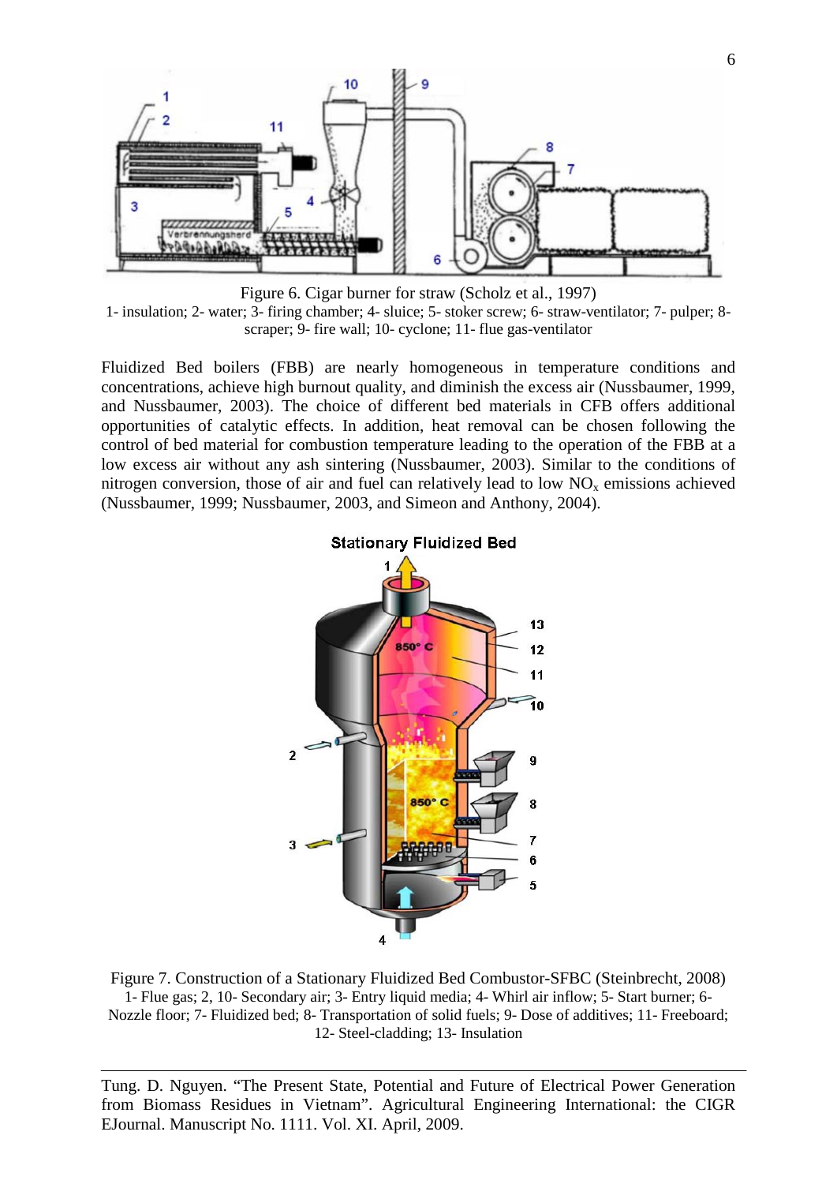Figure 6. Cigar burner for straw (Scholz et al., 1997)
1- insulation; 2- water; 3- firing chamber; 4- sluice; 5- stoker screw; 6- straw-ventilator; 7- pulper; 8- scraper; 9- fire wall; 10- cyclone; 11- flue gas-ventilator

Fluidized Bed boilers (FBB) are nearly homogeneous in temperature conditions and concentrations, achieve high burnout quality, and diminish the excess air (Nussbaumer, 1999, and Nussbaumer, 2003). The choice of different bed materials in CFB offers additional opportunities of catalytic effects. In addition, heat removal can be chosen following the control of bed material for combustion temperature leading to the operation of the FBB at a low excess air without any ash sintering (Nussbaumer, 2003). Similar to the conditions of nitrogen conversion, those of air and fuel can relatively lead to low $NO_x$ emissions achieved (Nussbaumer, 1999; Nussbaumer, 2003, and Simeon and Anthony, 2004).

Figure 7. Construction of a Stationary Fluidized Bed Combustor-SFBC (Steinbrecht, 2008)
1- Flue gas; 2, 10- Secondary air; 3- Entry liquid media; 4- Whirl air inflow; 5- Start burner; 6- Nozzle floor; 7- Fluidized bed; 8- Transportation of solid fuels; 9- Dose of additives; 11- Freeboard; 12- Steel-cladding; 13- Insulation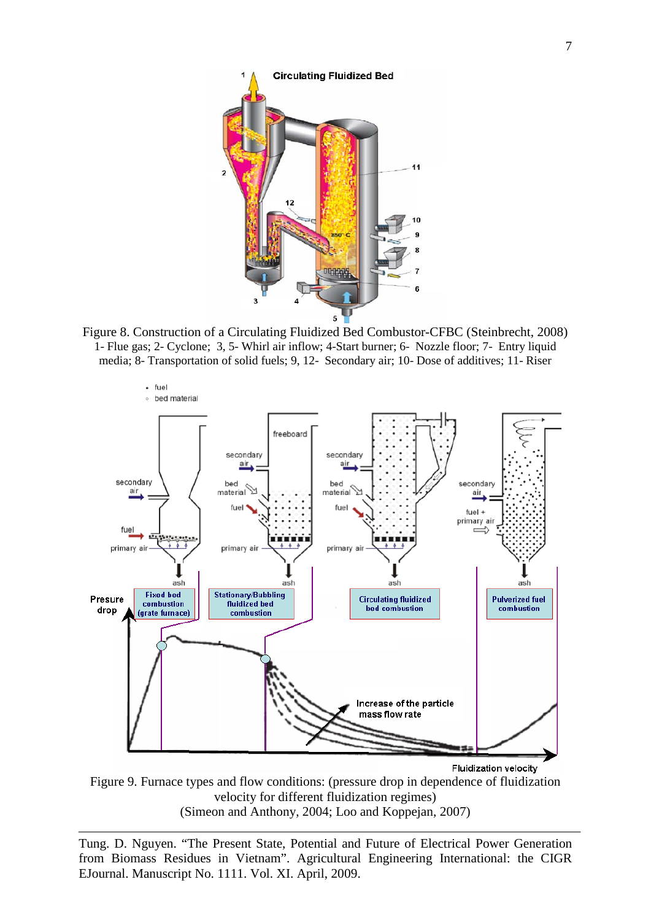Figure 8. Construction of a Circulating Fluidized Bed Combustor-CFBC (Steinbrecht, 2008)
1- Flue gas; 2- Cyclone; 3, 5- Whirl air inflow; 4-Start burner; 6- Nozzle floor; 7- Entry liquid media; 8- Transportation of solid fuels; 9, 12- Secondary air; 10- Dose of additives; 11- Riser

Figure 9. Furnace types and flow conditions: (pressure drop in dependence of fluidization velocity for different fluidization regimes)
(Simeon and Anthony, 2004; Loo and Koppejan, 2007)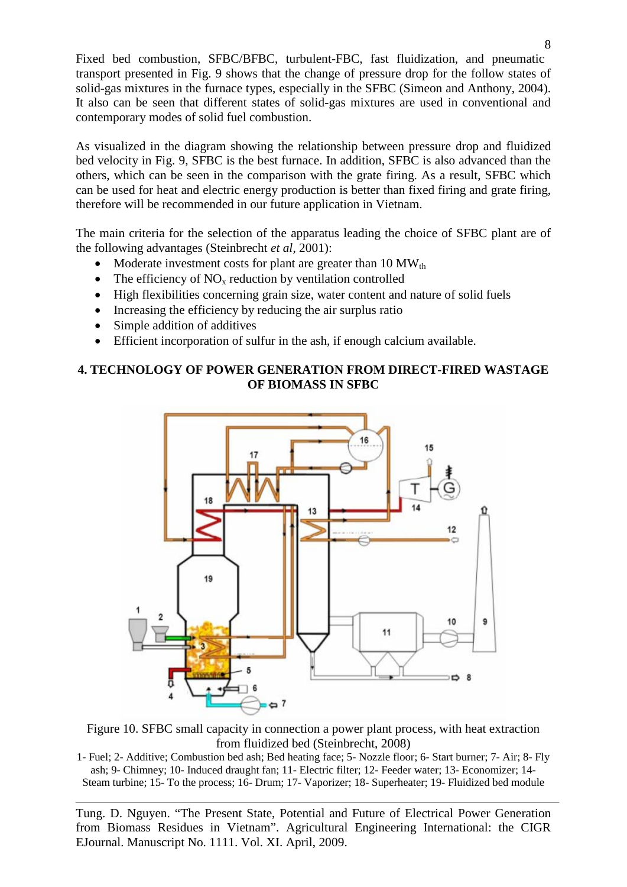Fixed bed combustion, SFBC/BFBC, turbulent-FBC, fast fluidization, and pneumatic transport presented in Fig. 9 shows that the change of pressure drop for the follow states of solid-gas mixtures in the furnace types, especially in the SFBC (Simeon and Anthony, 2004). It also can be seen that different states of solid-gas mixtures are used in conventional and contemporary modes of solid fuel combustion.

As visualized in the diagram showing the relationship between pressure drop and fluidized bed velocity in Fig. 9, SFBC is the best furnace. In addition, SFBC is also advanced than the others, which can be seen in the comparison with the grate firing. As a result, SFBC which can be used for heat and electric energy production is better than fixed firing and grate firing, therefore will be recommended in our future application in Vietnam.

The main criteria for the selection of the apparatus leading the choice of SFBC plant are of the following advantages (Steinbrecht *et al*, 2001):

- Moderate investment costs for plant are greater than 10 $MW_{th}$
- The efficiency of $NO_x$ reduction by ventilation controlled
- High flexibilities concerning grain size, water content and nature of solid fuels
- Increasing the efficiency by reducing the air surplus ratio
- Simple addition of additives
- Efficient incorporation of sulfur in the ash, if enough calcium available.

## 4. TECHNOLOGY OF POWER GENERATION FROM DIRECT-FIRED WASTAGE OF BIOMASS IN SFBC

Figure 10. SFBC small capacity in connection a power plant process, with heat extraction from fluidized bed (Steinbrecht, 2008)

1- Fuel; 2- Additive; Combustion bed ash; Bed heating face; 5- Nozzle floor; 6- Start burner; 7- Air; 8- Fly ash; 9- Chimney; 10- Induced draught fan; 11- Electric filter; 12- Feeder water; 13- Economizer; 14- Steam turbine; 15- To the process; 16- Drum; 17- Vaporizer; 18- Superheater; 19- Fluidized bed module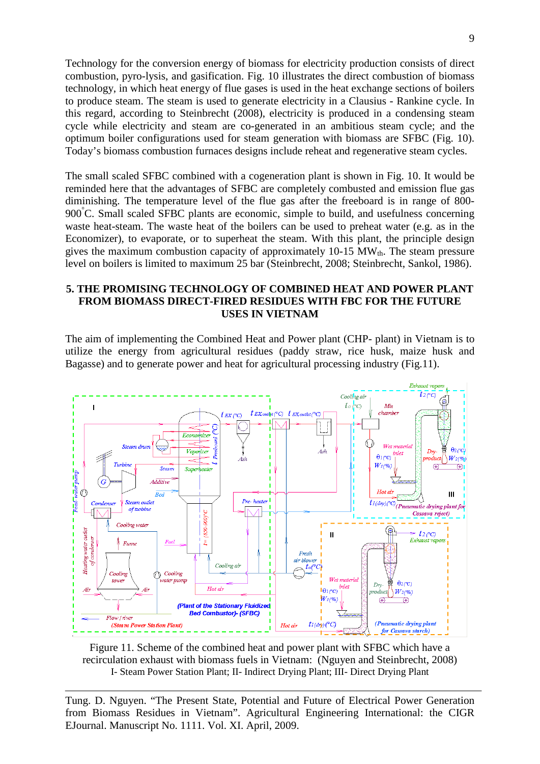Technology for the conversion energy of biomass for electricity production consists of direct combustion, pyro-lysis, and gasification. Fig. 10 illustrates the direct combustion of biomass technology, in which heat energy of flue gases is used in the heat exchange sections of boilers to produce steam. The steam is used to generate electricity in a Clausius - Rankine cycle. In this regard, according to Steinbrecht (2008), electricity is produced in a condensing steam cycle while electricity and steam are co-generated in an ambitious steam cycle; and the optimum boiler configurations used for steam generation with biomass are SFBC (Fig. 10). Today's biomass combustion furnaces designs include reheat and regenerative steam cycles.

The small scaled SFBC combined with a cogeneration plant is shown in Fig. 10. It would be reminded here that the advantages of SFBC are completely combusted and emission flue gas diminishing. The temperature level of the flue gas after the freeboard is in range of 800-900°C. Small scaled SFBC plants are economic, simple to build, and usefulness concerning waste heat-steam. The waste heat of the boilers can be used to preheat water (e.g. as in the Economizer), to evaporate, or to superheat the steam. With this plant, the principle design gives the maximum combustion capacity of approximately 10-15 $MW_{th}$. The steam pressure level on boilers is limited to maximum 25 bar (Steinbrecht, 2008; Steinbrecht, Sankol, 1986).

## 5. THE PROMISING TECHNOLOGY OF COMBINED HEAT AND POWER PLANT FROM BIOMASS DIRECT-FIRED RESIDUES WITH FBC FOR THE FUTURE USES IN VIETNAM

The aim of implementing the Combined Heat and Power plant (CHP- plant) in Vietnam is to utilize the energy from agricultural residues (paddy straw, rice husk, maize husk and Bagasse) and to generate power and heat for agricultural processing industry (Fig.11).

Figure 11. Scheme of the combined heat and power plant with SFBC which have a recirculation exhaust with biomass fuels in Vietnam: (Nguyen and Steinbrecht, 2008)
I- Steam Power Station Plant; II- Indirect Drying Plant; III- Direct Drying Plant

Tung. D. Nguyen. "The Present State, Potential and Future of Electrical Power Generation from Biomass Residues in Vietnam". Agricultural Engineering International: the CIGR EJournal. Manuscript No. 1111. Vol. XI. April, 2009.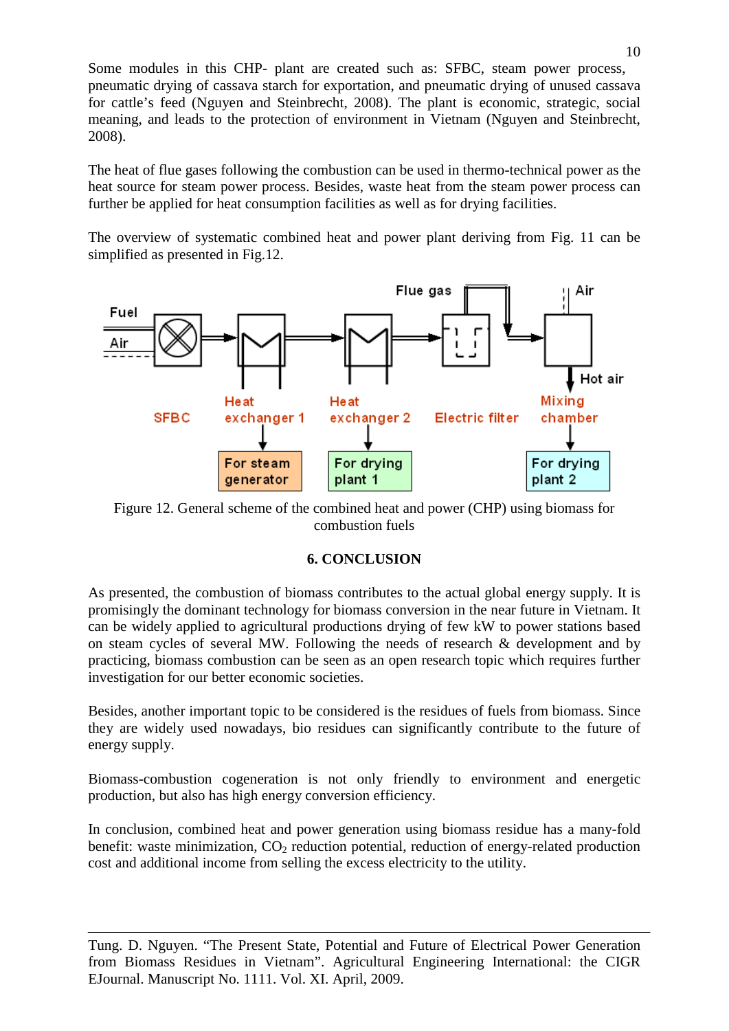Some modules in this CHP- plant are created such as: SFBC, steam power process, pneumatic drying of cassava starch for exportation, and pneumatic drying of unused cassava for cattle's feed (Nguyen and Steinbrecht, 2008). The plant is economic, strategic, social meaning, and leads to the protection of environment in Vietnam (Nguyen and Steinbrecht, 2008).

The heat of flue gases following the combustion can be used in thermo-technical power as the heat source for steam power process. Besides, waste heat from the steam power process can further be applied for heat consumption facilities as well as for drying facilities.

The overview of systematic combined heat and power plant deriving from Fig. 11 can be simplified as presented in Fig.12.

Figure 12. General scheme of the combined heat and power (CHP) using biomass for combustion fuels

## 6. CONCLUSION

As presented, the combustion of biomass contributes to the actual global energy supply. It is promisingly the dominant technology for biomass conversion in the near future in Vietnam. It can be widely applied to agricultural productions drying of few kW to power stations based on steam cycles of several MW. Following the needs of research & development and by practicing, biomass combustion can be seen as an open research topic which requires further investigation for our better economic societies.

Besides, another important topic to be considered is the residues of fuels from biomass. Since they are widely used nowadays, bio residues can significantly contribute to the future of energy supply.

Biomass-combustion cogeneration is not only friendly to environment and energetic production, but also has high energy conversion efficiency.

In conclusion, combined heat and power generation using biomass residue has a many-fold benefit: waste minimization, $CO_2$ reduction potential, reduction of energy-related production cost and additional income from selling the excess electricity to the utility.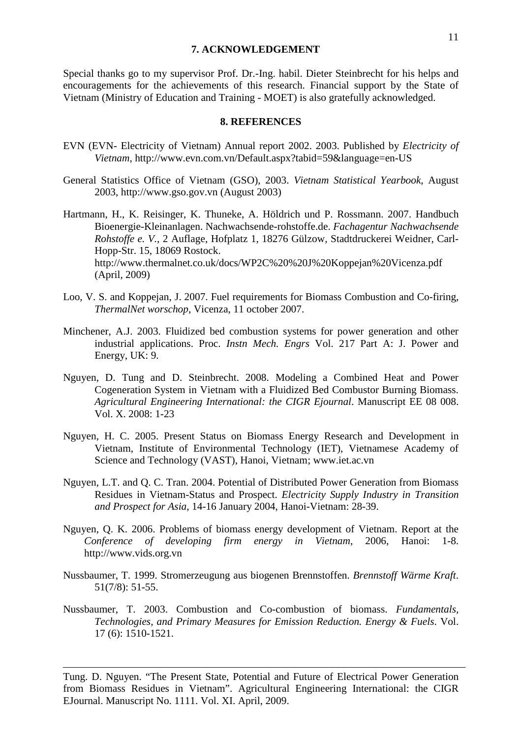## 7. ACKNOWLEDGEMENT

Special thanks go to my supervisor Prof. Dr.-Ing. habil. Dieter Steinbrecht for his helps and encouragements for the achievements of this research. Financial support by the State of Vietnam (Ministry of Education and Training - MOET) is also gratefully acknowledged.

## 8. REFERENCES

EVN (EVN- Electricity of Vietnam) Annual report 2002. 2003. Published by *Electricity of Vietnam*, http://www.evn.com.vn/Default.aspx?tabid=59&language=en-US

General Statistics Office of Vietnam (GSO), 2003. *Vietnam Statistical Yearbook*, August 2003, http://www.gso.gov.vn (August 2003)

Hartmann, H., K. Reisinger, K. Thuneke, A. Höldrich und P. Rossmann. 2007. Handbuch Bioenergie-Kleinanlagen. Nachwachsende-rohstoffe.de. *Fachagentur Nachwachsende Rohstoffe e. V.*, 2 Auflage, Hofplatz 1, 18276 Gülzow, Stadtdruckerei Weidner, Carl-Hopp-Str. 15, 18069 Rostock. http://www.thermalnet.co.uk/docs/WP2C%20%20J%20Koppejan%20Vicenza.pdf (April, 2009)

Loo, V. S. and Koppejan, J. 2007. Fuel requirements for Biomass Combustion and Co-firing, *ThermalNet worschop*, Vicenza, 11 october 2007.

Minchener, A.J. 2003. Fluidized bed combustion systems for power generation and other industrial applications. Proc. *Instn Mech. Engrs* Vol. 217 Part A: J. Power and Energy, UK: 9.

Nguyen, D. Tung and D. Steinbrecht. 2008. Modeling a Combined Heat and Power Cogeneration System in Vietnam with a Fluidized Bed Combustor Burning Biomass. *Agricultural Engineering International: the CIGR Ejournal*. Manuscript EE 08 008. Vol. X. 2008: 1-23

Nguyen, H. C. 2005. Present Status on Biomass Energy Research and Development in Vietnam, Institute of Environmental Technology (IET), Vietnamese Academy of Science and Technology (VAST), Hanoi, Vietnam; www.iet.ac.vn

Nguyen, L.T. and Q. C. Tran. 2004. Potential of Distributed Power Generation from Biomass Residues in Vietnam-Status and Prospect. *Electricity Supply Industry in Transition and Prospect for Asia*, 14-16 January 2004, Hanoi-Vietnam: 28-39.

Nguyen, Q. K. 2006. Problems of biomass energy development of Vietnam. Report at the *Conference of developing firm energy in Vietnam*, 2006, Hanoi: 1-8. http://www.vids.org.vn

Nussbaumer, T. 1999. Stromerzeugung aus biogenen Brennstoffen. *Brennstoff Wärme Kraft*. 51(7/8): 51-55.

Nussbaumer, T. 2003. Combustion and Co-combustion of biomass. *Fundamentals, Technologies, and Primary Measures for Emission Reduction. Energy & Fuels*. Vol. 17 (6): 1510-1521.

Tung. D. Nguyen. "The Present State, Potential and Future of Electrical Power Generation from Biomass Residues in Vietnam". Agricultural Engineering International: the CIGR EJournal. Manuscript No. 1111. Vol. XI. April, 2009.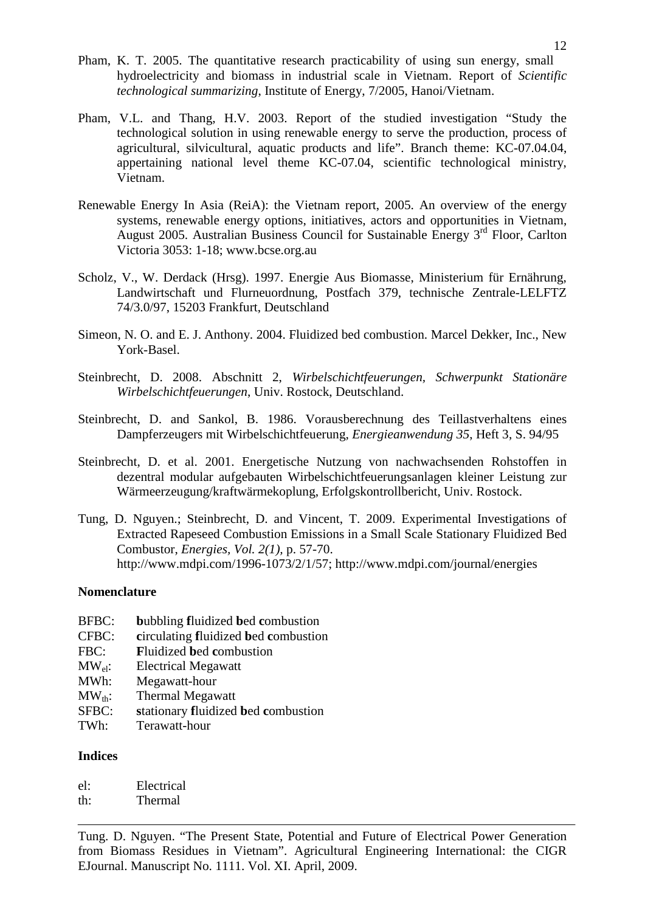Pham, K. T. 2005. The quantitative research practicability of using sun energy, small hydroelectricity and biomass in industrial scale in Vietnam. Report of *Scientific technological summarizing*, Institute of Energy, 7/2005, Hanoi/Vietnam.

Pham, V.L. and Thang, H.V. 2003. Report of the studied investigation "Study the technological solution in using renewable energy to serve the production, process of agricultural, silvicultural, aquatic products and life". Branch theme: KC-07.04.04, appertaining national level theme KC-07.04, scientific technological ministry, Vietnam.

Renewable Energy In Asia (ReiA): the Vietnam report, 2005. An overview of the energy systems, renewable energy options, initiatives, actors and opportunities in Vietnam, August 2005. Australian Business Council for Sustainable Energy 3rd Floor, Carlton Victoria 3053: 1-18; www.bcse.org.au

Scholz, V., W. Derdack (Hrsg). 1997. Energie Aus Biomasse, Ministerium für Ernährung, Landwirtschaft und Flurneuordnung, Postfach 379, technische Zentrale-LELFTZ 74/3.0/97, 15203 Frankfurt, Deutschland

Simeon, N. O. and E. J. Anthony. 2004. Fluidized bed combustion. Marcel Dekker, Inc., New York-Basel.

Steinbrecht, D. 2008. Abschnitt 2, *Wirbelschichtfeuerungen, Schwerpunkt Stationäre Wirbelschichtfeuerungen*, Univ. Rostock, Deutschland.

Steinbrecht, D. and Sankol, B. 1986. Vorausberechnung des Teillastverhaltens eines Dampferzeugers mit Wirbelschichtfeuerung, *Energieanwendung 35*, Heft 3, S. 94/95

Steinbrecht, D. et al. 2001. Energetische Nutzung von nachwachsenden Rohstoffen in dezentral modular aufgebauten Wirbelschichtfeuerungsanlagen kleiner Leistung zur Wärmeerzeugung/kraftwärmekoplung, Erfolgskontrollbericht, Univ. Rostock.

Tung, D. Nguyen.; Steinbrecht, D. and Vincent, T. 2009. Experimental Investigations of Extracted Rapeseed Combustion Emissions in a Small Scale Stationary Fluidized Bed Combustor, *Energies, Vol. 2(1)*, p. 57-70. http://www.mdpi.com/1996-1073/2/1/57; http://www.mdpi.com/journal/energies

## Nomenclature

| | |
|---|---|
| BFBC: | **b**ubbling **f**luidized **b**ed **c**ombustion |
| CFBC: | **c**irculating **f**luidized **b**ed **c**ombustion |
| FBC: | **F**luidized **b**ed **c**ombustion |
| $MW_{el}$: | Electrical Megawatt |
| MWh: | Megawatt-hour |
| $MW_{th}$: | Thermal Megawatt |
| SFBC: | **s**tationary **f**luidized **b**ed **c**ombustion |
| TWh: | Terawatt-hour |

## Indices

| | |
|---|---|
| el: | Electrical |
| th: | Thermal |

Tung. D. Nguyen. "The Present State, Potential and Future of Electrical Power Generation from Biomass Residues in Vietnam". Agricultural Engineering International: the CIGR EJournal. Manuscript No. 1111. Vol. XI. April, 2009.